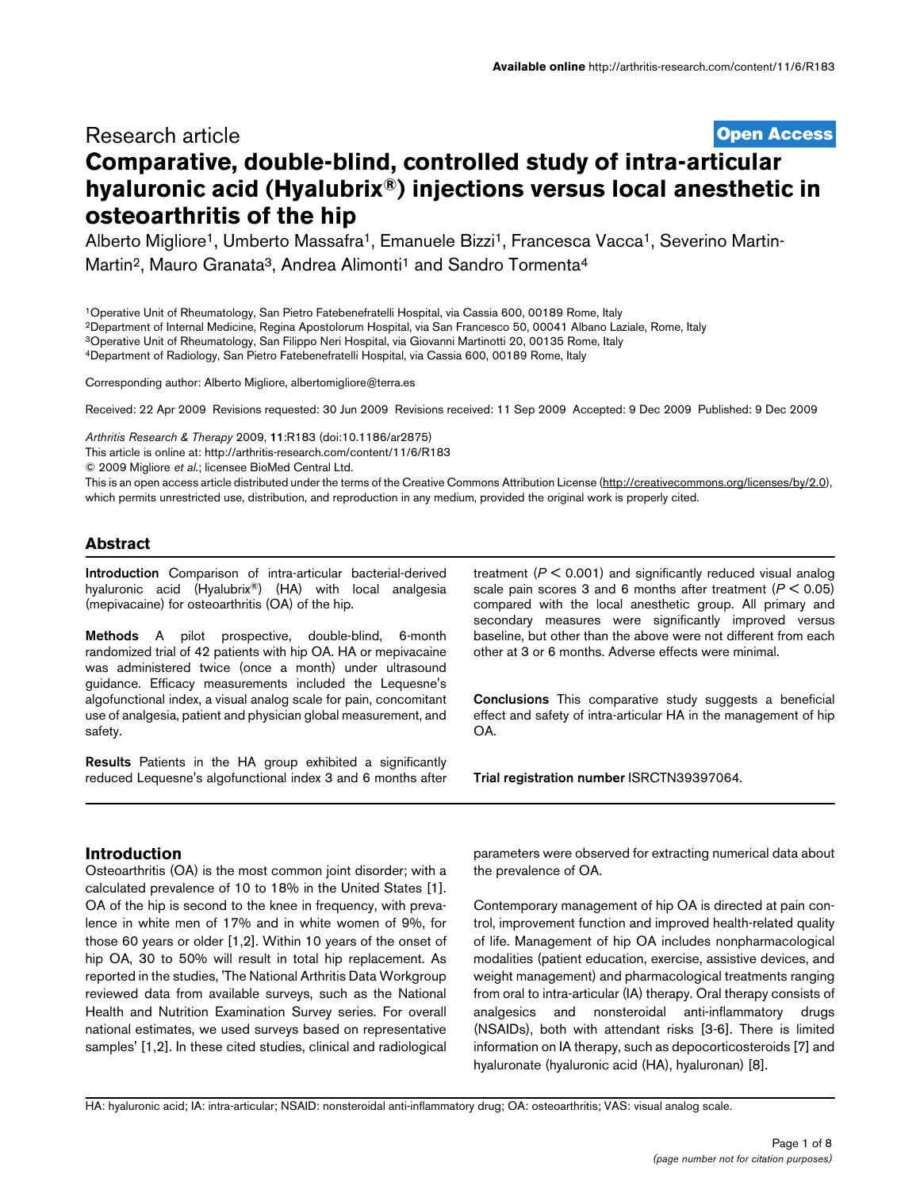Research article

**Open Access**

# Comparative, double-blind, controlled study of intra-articular hyaluronic acid (Hyalubrix®) injections versus local anesthetic in osteoarthritis of the hip

Alberto Migliore[1], Umberto Massafra[1], Emanuele Bizzi[1], Francesca Vacca[1], Severino Martin-Martin[2], Mauro Granata[3], Andrea Alimonti[1] and Sandro Tormenta[4]

[1]Operative Unit of Rheumatology, San Pietro Fatebenefratelli Hospital, via Cassia 600, 00189 Rome, Italy
[2]Department of Internal Medicine, Regina Apostolorum Hospital, via San Francesco 50, 00041 Albano Laziale, Rome, Italy
[3]Operative Unit of Rheumatology, San Filippo Neri Hospital, via Giovanni Martinotti 20, 00135 Rome, Italy
[4]Department of Radiology, San Pietro Fatebenefratelli Hospital, via Cassia 600, 00189 Rome, Italy

Corresponding author: Alberto Migliore, albertomigliore@terra.es

Received: 22 Apr 2009 Revisions requested: 30 Jun 2009 Revisions received: 11 Sep 2009 Accepted: 9 Dec 2009 Published: 9 Dec 2009

*Arthritis Research & Therapy* 2009, **11**:R183 (doi:10.1186/ar2875)
This article is online at: http://arthritis-research.com/content/11/6/R183
© 2009 Migliore *et al*.; licensee BioMed Central Ltd.
This is an open access article distributed under the terms of the Creative Commons Attribution License (http://creativecommons.org/licenses/by/2.0), which permits unrestricted use, distribution, and reproduction in any medium, provided the original work is properly cited.

## Abstract

**Introduction** Comparison of intra-articular bacterial-derived hyaluronic acid (Hyalubrix®) (HA) with local analgesia (mepivacaine) for osteoarthritis (OA) of the hip.

**Methods** A pilot prospective, double-blind, 6-month randomized trial of 42 patients with hip OA. HA or mepivacaine was administered twice (once a month) under ultrasound guidance. Efficacy measurements included the Lequesne's algofunctional index, a visual analog scale for pain, concomitant use of analgesia, patient and physician global measurement, and safety.

**Results** Patients in the HA group exhibited a significantly reduced Lequesne's algofunctional index 3 and 6 months after treatment ($P < 0.001$) and significantly reduced visual analog scale pain scores 3 and 6 months after treatment ($P < 0.05$) compared with the local anesthetic group. All primary and secondary measures were significantly improved versus baseline, but other than the above were not different from each other at 3 or 6 months. Adverse effects were minimal.

**Conclusions** This comparative study suggests a beneficial effect and safety of intra-articular HA in the management of hip OA.

**Trial registration number** ISRCTN39397064.

## Introduction

Osteoarthritis (OA) is the most common joint disorder; with a calculated prevalence of 10 to 18% in the United States [1]. OA of the hip is second to the knee in frequency, with prevalence in white men of 17% and in white women of 9%, for those 60 years or older [1,2]. Within 10 years of the onset of hip OA, 30 to 50% will result in total hip replacement. As reported in the studies, 'The National Arthritis Data Workgroup reviewed data from available surveys, such as the National Health and Nutrition Examination Survey series. For overall national estimates, we used surveys based on representative samples' [1,2]. In these cited studies, clinical and radiological parameters were observed for extracting numerical data about the prevalence of OA.

Contemporary management of hip OA is directed at pain control, improvement function and improved health-related quality of life. Management of hip OA includes nonpharmacological modalities (patient education, exercise, assistive devices, and weight management) and pharmacological treatments ranging from oral to intra-articular (IA) therapy. Oral therapy consists of analgesics and nonsteroidal anti-inflammatory drugs (NSAIDs), both with attendant risks [3-6]. There is limited information on IA therapy, such as depocorticosteroids [7] and hyaluronate (hyaluronic acid (HA), hyaluronan) [8].

HA: hyaluronic acid; IA: intra-articular; NSAID: nonsteroidal anti-inflammatory drug; OA: osteoarthritis; VAS: visual analog scale.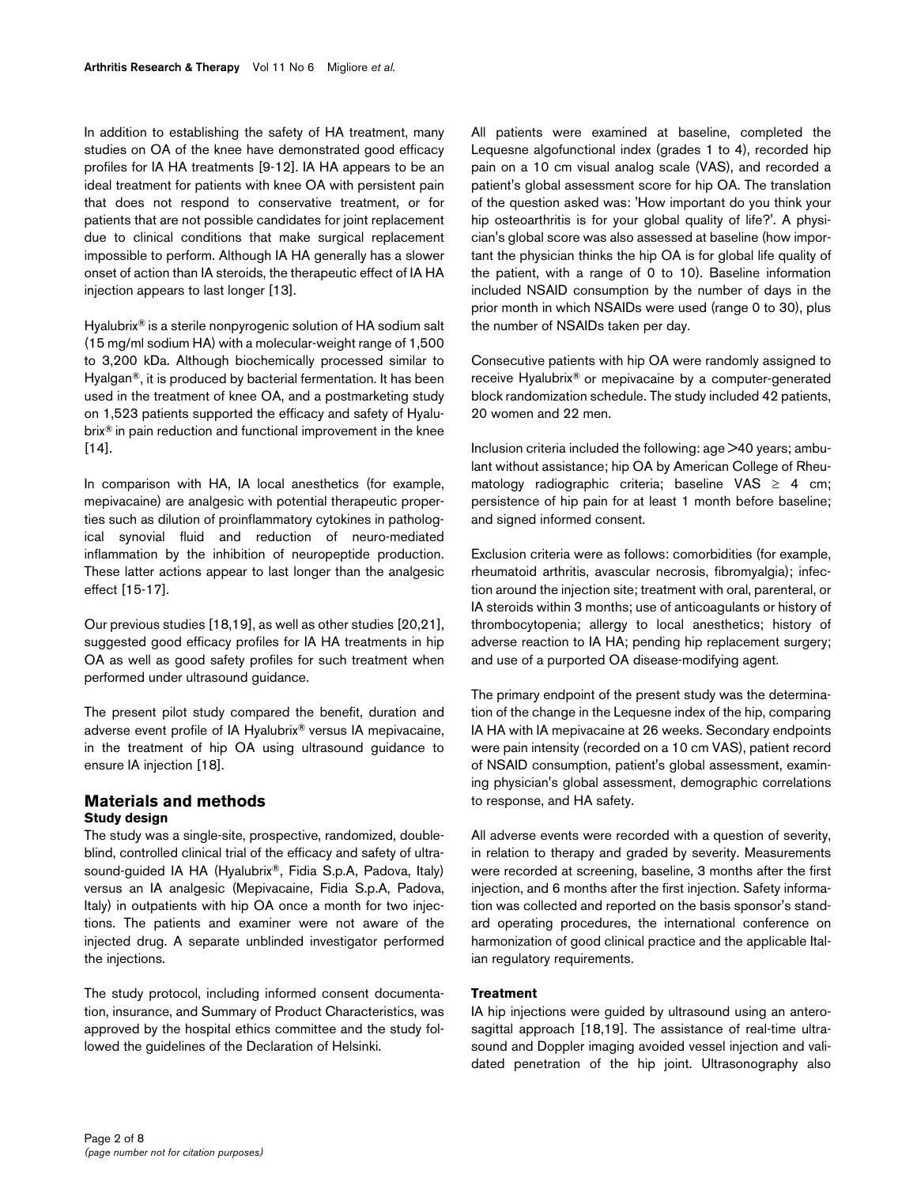In addition to establishing the safety of HA treatment, many studies on OA of the knee have demonstrated good efficacy profiles for IA HA treatments [9-12]. IA HA appears to be an ideal treatment for patients with knee OA with persistent pain that does not respond to conservative treatment, or for patients that are not possible candidates for joint replacement due to clinical conditions that make surgical replacement impossible to perform. Although IA HA generally has a slower onset of action than IA steroids, the therapeutic effect of IA HA injection appears to last longer [13].

Hyalubrix® is a sterile nonpyrogenic solution of HA sodium salt (15 mg/ml sodium HA) with a molecular-weight range of 1,500 to 3,200 kDa. Although biochemically processed similar to Hyalgan®, it is produced by bacterial fermentation. It has been used in the treatment of knee OA, and a postmarketing study on 1,523 patients supported the efficacy and safety of Hyalubrix® in pain reduction and functional improvement in the knee [14].

In comparison with HA, IA local anesthetics (for example, mepivacaine) are analgesic with potential therapeutic properties such as dilution of proinflammatory cytokines in pathological synovial fluid and reduction of neuro-mediated inflammation by the inhibition of neuropeptide production. These latter actions appear to last longer than the analgesic effect [15-17].

Our previous studies [18,19], as well as other studies [20,21], suggested good efficacy profiles for IA HA treatments in hip OA as well as good safety profiles for such treatment when performed under ultrasound guidance.

The present pilot study compared the benefit, duration and adverse event profile of IA Hyalubrix® versus IA mepivacaine, in the treatment of hip OA using ultrasound guidance to ensure IA injection [18].

## Materials and methods

### Study design

The study was a single-site, prospective, randomized, double-blind, controlled clinical trial of the efficacy and safety of ultrasound-guided IA HA (Hyalubrix®, Fidia S.p.A, Padova, Italy) versus an IA analgesic (Mepivacaine, Fidia S.p.A, Padova, Italy) in outpatients with hip OA once a month for two injections. The patients and examiner were not aware of the injected drug. A separate unblinded investigator performed the injections.

The study protocol, including informed consent documentation, insurance, and Summary of Product Characteristics, was approved by the hospital ethics committee and the study followed the guidelines of the Declaration of Helsinki.

All patients were examined at baseline, completed the Lequesne algofunctional index (grades 1 to 4), recorded hip pain on a 10 cm visual analog scale (VAS), and recorded a patient's global assessment score for hip OA. The translation of the question asked was: 'How important do you think your hip osteoarthritis is for your global quality of life?'. A physician's global score was also assessed at baseline (how important the physician thinks the hip OA is for global life quality of the patient, with a range of 0 to 10). Baseline information included NSAID consumption by the number of days in the prior month in which NSAIDs were used (range 0 to 30), plus the number of NSAIDs taken per day.

Consecutive patients with hip OA were randomly assigned to receive Hyalubrix® or mepivacaine by a computer-generated block randomization schedule. The study included 42 patients, 20 women and 22 men.

Inclusion criteria included the following: age >40 years; ambulant without assistance; hip OA by American College of Rheumatology radiographic criteria; baseline VAS ≥ 4 cm; persistence of hip pain for at least 1 month before baseline; and signed informed consent.

Exclusion criteria were as follows: comorbidities (for example, rheumatoid arthritis, avascular necrosis, fibromyalgia); infection around the injection site; treatment with oral, parenteral, or IA steroids within 3 months; use of anticoagulants or history of thrombocytopenia; allergy to local anesthetics; history of adverse reaction to IA HA; pending hip replacement surgery; and use of a purported OA disease-modifying agent.

The primary endpoint of the present study was the determination of the change in the Lequesne index of the hip, comparing IA HA with IA mepivacaine at 26 weeks. Secondary endpoints were pain intensity (recorded on a 10 cm VAS), patient record of NSAID consumption, patient's global assessment, examining physician's global assessment, demographic correlations to response, and HA safety.

All adverse events were recorded with a question of severity, in relation to therapy and graded by severity. Measurements were recorded at screening, baseline, 3 months after the first injection, and 6 months after the first injection. Safety information was collected and reported on the basis sponsor's standard operating procedures, the international conference on harmonization of good clinical practice and the applicable Italian regulatory requirements.

### Treatment

IA hip injections were guided by ultrasound using an anterosagittal approach [18,19]. The assistance of real-time ultrasound and Doppler imaging avoided vessel injection and validated penetration of the hip joint. Ultrasonography also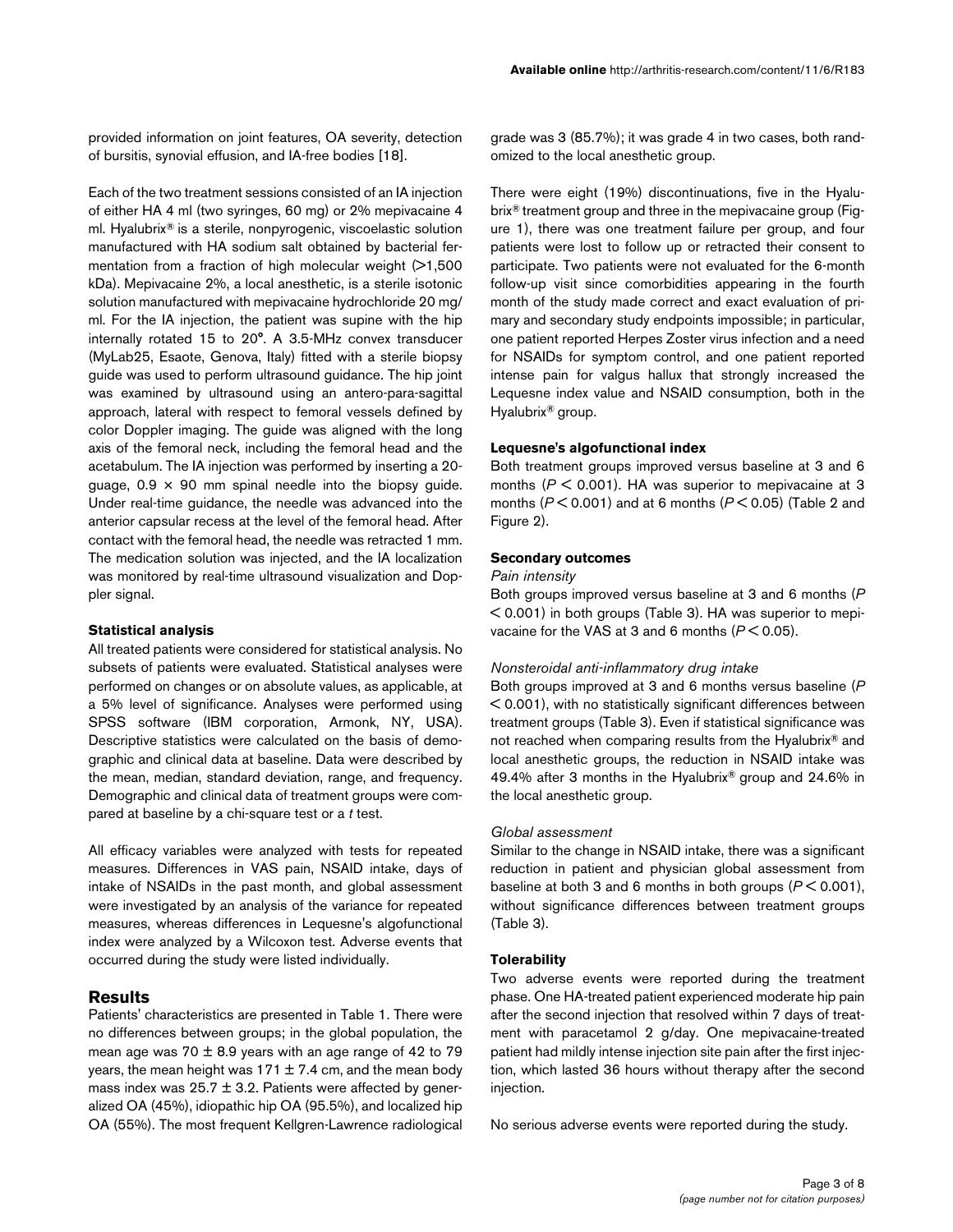provided information on joint features, OA severity, detection of bursitis, synovial effusion, and IA-free bodies [18].

Each of the two treatment sessions consisted of an IA injection of either HA 4 ml (two syringes, 60 mg) or 2% mepivacaine 4 ml. Hyalubrix® is a sterile, nonpyrogenic, viscoelastic solution manufactured with HA sodium salt obtained by bacterial fermentation from a fraction of high molecular weight (>1,500 kDa). Mepivacaine 2%, a local anesthetic, is a sterile isotonic solution manufactured with mepivacaine hydrochloride 20 mg/ml. For the IA injection, the patient was supine with the hip internally rotated 15 to 20°. A 3.5-MHz convex transducer (MyLab25, Esaote, Genova, Italy) fitted with a sterile biopsy guide was used to perform ultrasound guidance. The hip joint was examined by ultrasound using an antero-para-sagittal approach, lateral with respect to femoral vessels defined by color Doppler imaging. The guide was aligned with the long axis of the femoral neck, including the femoral head and the acetabulum. The IA injection was performed by inserting a 20-guage, 0.9 × 90 mm spinal needle into the biopsy guide. Under real-time guidance, the needle was advanced into the anterior capsular recess at the level of the femoral head. After contact with the femoral head, the needle was retracted 1 mm. The medication solution was injected, and the IA localization was monitored by real-time ultrasound visualization and Doppler signal.

### Statistical analysis

All treated patients were considered for statistical analysis. No subsets of patients were evaluated. Statistical analyses were performed on changes or on absolute values, as applicable, at a 5% level of significance. Analyses were performed using SPSS software (IBM corporation, Armonk, NY, USA). Descriptive statistics were calculated on the basis of demographic and clinical data at baseline. Data were described by the mean, median, standard deviation, range, and frequency. Demographic and clinical data of treatment groups were compared at baseline by a chi-square test or a *t* test.

All efficacy variables were analyzed with tests for repeated measures. Differences in VAS pain, NSAID intake, days of intake of NSAIDs in the past month, and global assessment were investigated by an analysis of the variance for repeated measures, whereas differences in Lequesne's algofunctional index were analyzed by a Wilcoxon test. Adverse events that occurred during the study were listed individually.

## Results

Patients' characteristics are presented in Table 1. There were no differences between groups; in the global population, the mean age was 70 ± 8.9 years with an age range of 42 to 79 years, the mean height was 171 ± 7.4 cm, and the mean body mass index was 25.7 ± 3.2. Patients were affected by generalized OA (45%), idiopathic hip OA (95.5%), and localized hip OA (55%). The most frequent Kellgren-Lawrence radiological grade was 3 (85.7%); it was grade 4 in two cases, both randomized to the local anesthetic group.

There were eight (19%) discontinuations, five in the Hyalubrix® treatment group and three in the mepivacaine group (Figure 1), there was one treatment failure per group, and four patients were lost to follow up or retracted their consent to participate. Two patients were not evaluated for the 6-month follow-up visit since comorbidities appearing in the fourth month of the study made correct and exact evaluation of primary and secondary study endpoints impossible; in particular, one patient reported Herpes Zoster virus infection and a need for NSAIDs for symptom control, and one patient reported intense pain for valgus hallux that strongly increased the Lequesne index value and NSAID consumption, both in the Hyalubrix® group.

### Lequesne's algofunctional index

Both treatment groups improved versus baseline at 3 and 6 months ($P < 0.001$). HA was superior to mepivacaine at 3 months ($P < 0.001$) and at 6 months ($P < 0.05$) (Table 2 and Figure 2).

### Secondary outcomes

*Pain intensity*

Both groups improved versus baseline at 3 and 6 months ($P < 0.001$) in both groups (Table 3). HA was superior to mepivacaine for the VAS at 3 and 6 months ($P < 0.05$).

*Nonsteroidal anti-inflammatory drug intake*

Both groups improved at 3 and 6 months versus baseline ($P < 0.001$), with no statistically significant differences between treatment groups (Table 3). Even if statistical significance was not reached when comparing results from the Hyalubrix® and local anesthetic groups, the reduction in NSAID intake was 49.4% after 3 months in the Hyalubrix® group and 24.6% in the local anesthetic group.

*Global assessment*

Similar to the change in NSAID intake, there was a significant reduction in patient and physician global assessment from baseline at both 3 and 6 months in both groups ($P < 0.001$), without significance differences between treatment groups (Table 3).

### Tolerability

Two adverse events were reported during the treatment phase. One HA-treated patient experienced moderate hip pain after the second injection that resolved within 7 days of treatment with paracetamol 2 g/day. One mepivacaine-treated patient had mildly intense injection site pain after the first injection, which lasted 36 hours without therapy after the second injection.

No serious adverse events were reported during the study.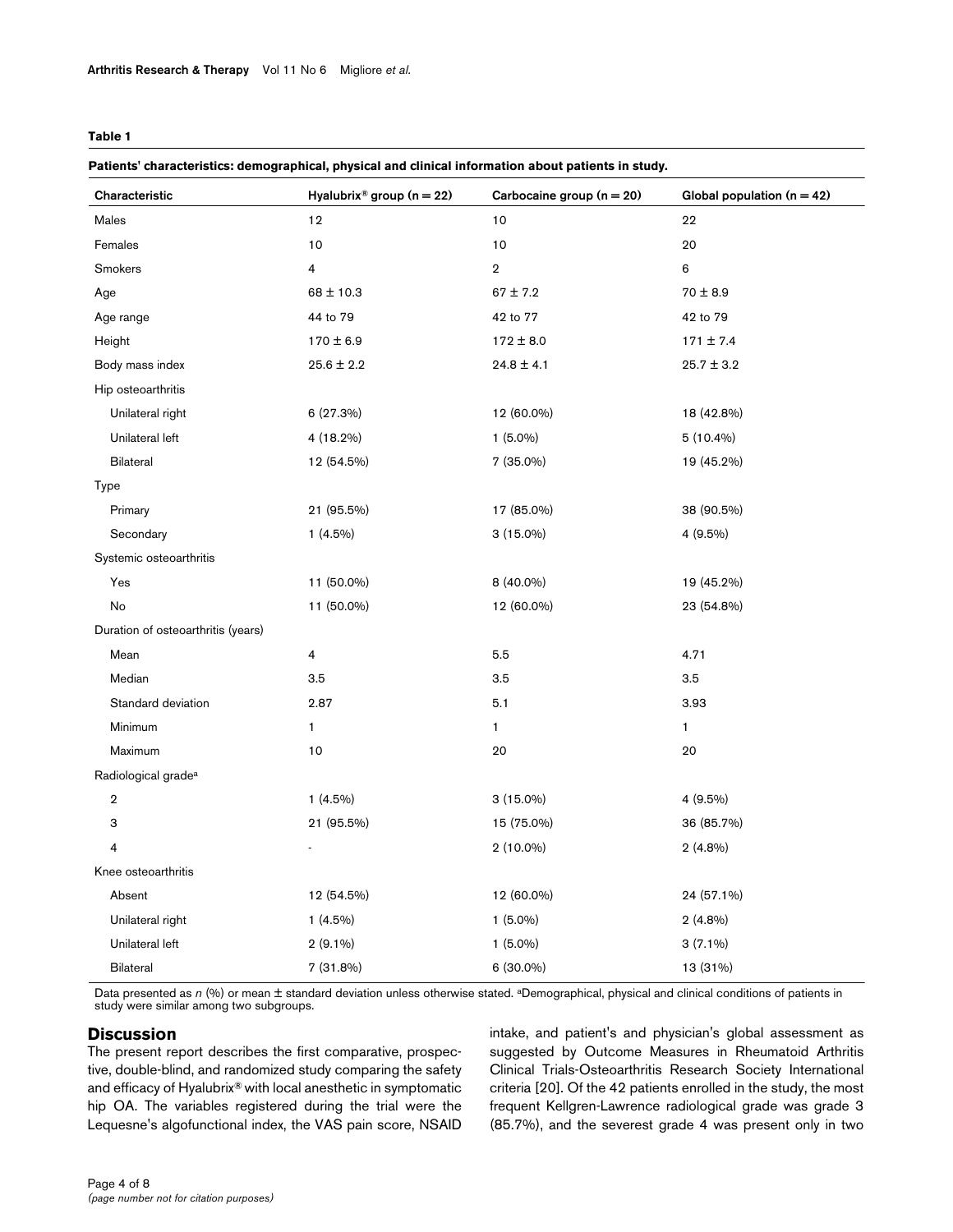**Table 1**

**Patients' characteristics: demographical, physical and clinical information about patients in study.**

| Characteristic | Hyalubrix® group (n = 22) | Carbocaine group (n = 20) | Global population (n = 42) |
|---|---|---|---|
| Males | 12 | 10 | 22 |
| Females | 10 | 10 | 20 |
| Smokers | 4 | 2 | 6 |
| Age | 68 ± 10.3 | 67 ± 7.2 | 70 ± 8.9 |
| Age range | 44 to 79 | 42 to 77 | 42 to 79 |
| Height | 170 ± 6.9 | 172 ± 8.0 | 171 ± 7.4 |
| Body mass index | 25.6 ± 2.2 | 24.8 ± 4.1 | 25.7 ± 3.2 |
| Hip osteoarthritis | | | |
| Unilateral right | 6 (27.3%) | 12 (60.0%) | 18 (42.8%) |
| Unilateral left | 4 (18.2%) | 1 (5.0%) | 5 (10.4%) |
| Bilateral | 12 (54.5%) | 7 (35.0%) | 19 (45.2%) |
| Type | | | |
| Primary | 21 (95.5%) | 17 (85.0%) | 38 (90.5%) |
| Secondary | 1 (4.5%) | 3 (15.0%) | 4 (9.5%) |
| Systemic osteoarthritis | | | |
| Yes | 11 (50.0%) | 8 (40.0%) | 19 (45.2%) |
| No | 11 (50.0%) | 12 (60.0%) | 23 (54.8%) |
| Duration of osteoarthritis (years) | | | |
| Mean | 4 | 5.5 | 4.71 |
| Median | 3.5 | 3.5 | 3.5 |
| Standard deviation | 2.87 | 5.1 | 3.93 |
| Minimum | 1 | 1 | 1 |
| Maximum | 10 | 20 | 20 |
| Radiological grade[a] | | | |
| 2 | 1 (4.5%) | 3 (15.0%) | 4 (9.5%) |
| 3 | 21 (95.5%) | 15 (75.0%) | 36 (85.7%) |
| 4 | - | 2 (10.0%) | 2 (4.8%) |
| Knee osteoarthritis | | | |
| Absent | 12 (54.5%) | 12 (60.0%) | 24 (57.1%) |
| Unilateral right | 1 (4.5%) | 1 (5.0%) | 2 (4.8%) |
| Unilateral left | 2 (9.1%) | 1 (5.0%) | 3 (7.1%) |
| Bilateral | 7 (31.8%) | 6 (30.0%) | 13 (31%) |

Data presented as *n* (%) or mean ± standard deviation unless otherwise stated. [a]Demographical, physical and clinical conditions of patients in study were similar among two subgroups.

## Discussion

The present report describes the first comparative, prospective, double-blind, and randomized study comparing the safety and efficacy of Hyalubrix® with local anesthetic in symptomatic hip OA. The variables registered during the trial were the Lequesne's algofunctional index, the VAS pain score, NSAID intake, and patient's and physician's global assessment as suggested by Outcome Measures in Rheumatoid Arthritis Clinical Trials-Osteoarthritis Research Society International criteria [20]. Of the 42 patients enrolled in the study, the most frequent Kellgren-Lawrence radiological grade was grade 3 (85.7%), and the severest grade 4 was present only in two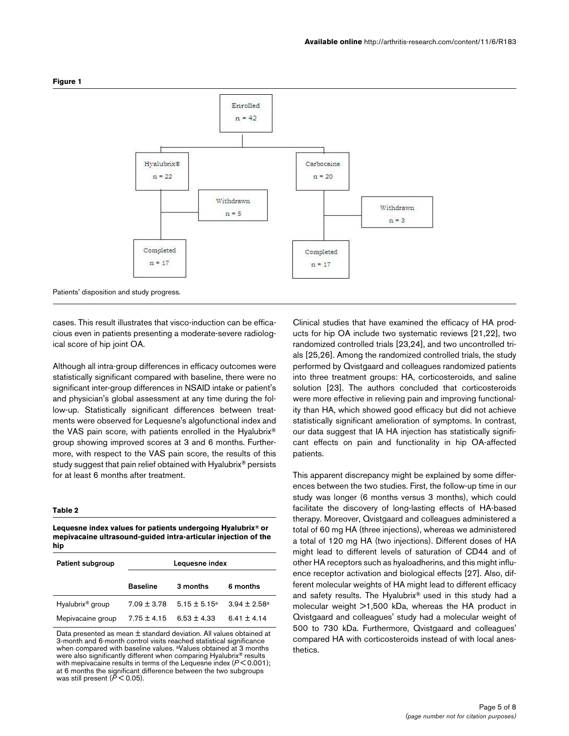**Figure 1**

Patients' disposition and study progress.

cases. This result illustrates that visco-induction can be efficacious even in patients presenting a moderate-severe radiological score of hip joint OA.

Although all intra-group differences in efficacy outcomes were statistically significant compared with baseline, there were no significant inter-group differences in NSAID intake or patient's and physician's global assessment at any time during the follow-up. Statistically significant differences between treatments were observed for Lequesne's algofunctional index and the VAS pain score, with patients enrolled in the Hyalubrix® group showing improved scores at 3 and 6 months. Furthermore, with respect to the VAS pain score, the results of this study suggest that pain relief obtained with Hyalubrix® persists for at least 6 months after treatment.

**Table 2**

**Lequesne index values for patients undergoing Hyalubrix® or mepivacaine ultrasound-guided intra-articular injection of the hip**

| Patient subgroup | Lequesne index | | |
|---|---|---|---|
| | Baseline | 3 months | 6 months |
| Hyalubrix® group | 7.09 ± 3.78 | 5.15 ± 5.15[a] | 3.94 ± 2.58[a] |
| Mepivacaine group | 7.75 ± 4.15 | 6.53 ± 4.33 | 6.41 ± 4.14 |

Data presented as mean ± standard deviation. All values obtained at 3-month and 6-month control visits reached statistical significance when compared with baseline values. [a]Values obtained at 3 months were also significantly different when comparing Hyalubrix® results with mepivacaine results in terms of the Lequesne index ($P < 0.001$); at 6 months the significant difference between the two subgroups was still present ($P < 0.05$).

Clinical studies that have examined the efficacy of HA products for hip OA include two systematic reviews [21,22], two randomized controlled trials [23,24], and two uncontrolled trials [25,26]. Among the randomized controlled trials, the study performed by Qvistgaard and colleagues randomized patients into three treatment groups: HA, corticosteroids, and saline solution [23]. The authors concluded that corticosteroids were more effective in relieving pain and improving functionality than HA, which showed good efficacy but did not achieve statistically significant amelioration of symptoms. In contrast, our data suggest that IA HA injection has statistically significant effects on pain and functionality in hip OA-affected patients.

This apparent discrepancy might be explained by some differences between the two studies. First, the follow-up time in our study was longer (6 months versus 3 months), which could facilitate the discovery of long-lasting effects of HA-based therapy. Moreover, Qvistgaard and colleagues administered a total of 60 mg HA (three injections), whereas we administered a total of 120 mg HA (two injections). Different doses of HA might lead to different levels of saturation of CD44 and of other HA receptors such as hyaloadherins, and this might influence receptor activation and biological effects [27]. Also, different molecular weights of HA might lead to different efficacy and safety results. The Hyalubrix® used in this study had a molecular weight >1,500 kDa, whereas the HA product in Qvistgaard and colleagues' study had a molecular weight of 500 to 730 kDa. Furthermore, Qvistgaard and colleagues' compared HA with corticosteroids instead of with local anesthetics.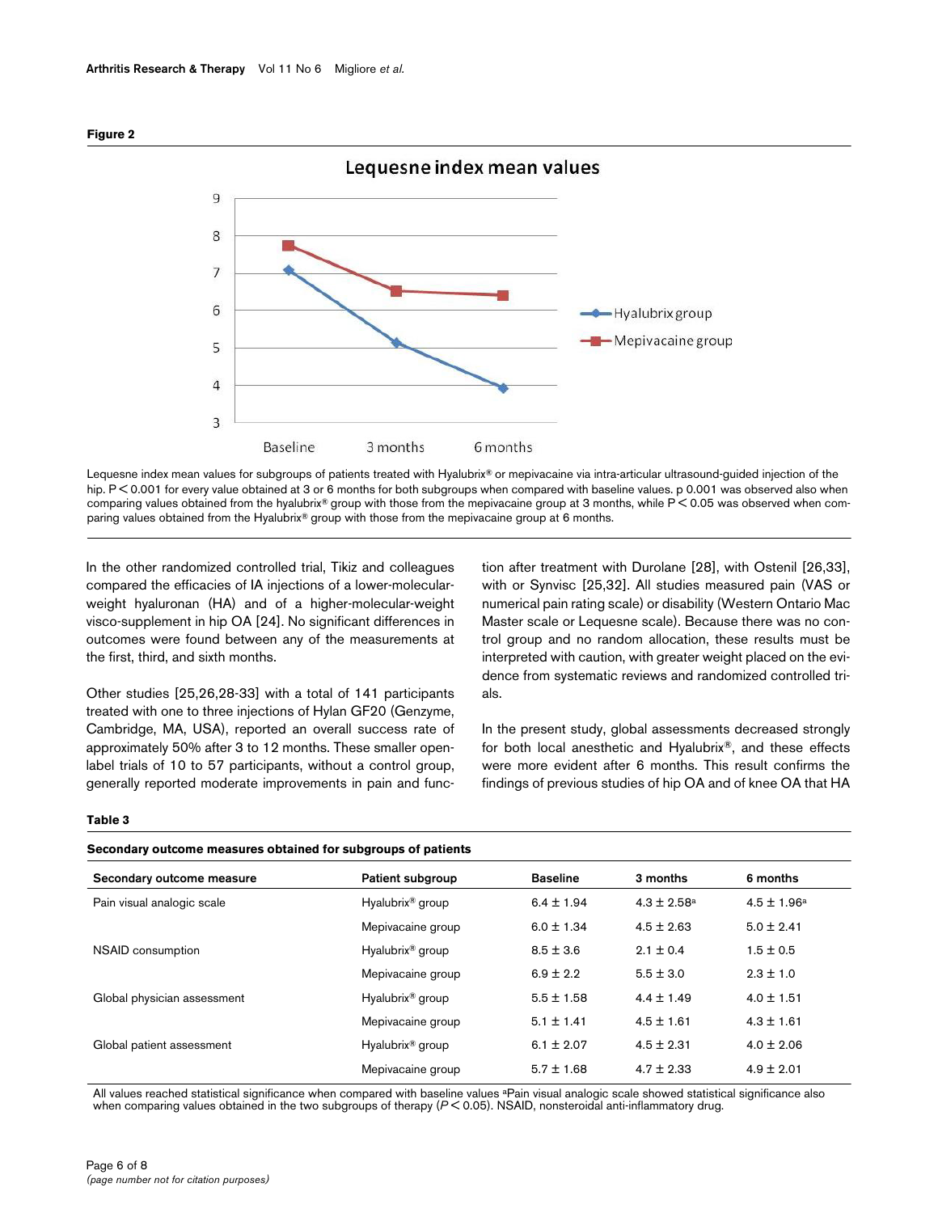**Figure 2**

Lequesne index mean values for subgroups of patients treated with Hyalubrix® or mepivacaine via intra-articular ultrasound-guided injection of the hip. $P < 0.001$ for every value obtained at 3 or 6 months for both subgroups when compared with baseline values. p 0.001 was observed also when comparing values obtained from the hyalubrix® group with those from the mepivacaine group at 3 months, while $P < 0.05$ was observed when comparing values obtained from the Hyalubrix® group with those from the mepivacaine group at 6 months.

In the other randomized controlled trial, Tikiz and colleagues compared the efficacies of IA injections of a lower-molecular-weight hyaluronan (HA) and of a higher-molecular-weight visco-supplement in hip OA [24]. No significant differences in outcomes were found between any of the measurements at the first, third, and sixth months.

Other studies [25,26,28-33] with a total of 141 participants treated with one to three injections of Hylan GF20 (Genzyme, Cambridge, MA, USA), reported an overall success rate of approximately 50% after 3 to 12 months. These smaller open-label trials of 10 to 57 participants, without a control group, generally reported moderate improvements in pain and function after treatment with Durolane [28], with Ostenil [26,33], with or Synvisc [25,32]. All studies measured pain (VAS or numerical pain rating scale) or disability (Western Ontario Mac Master scale or Lequesne scale). Because there was no control group and no random allocation, these results must be interpreted with caution, with greater weight placed on the evidence from systematic reviews and randomized controlled trials.

In the present study, global assessments decreased strongly for both local anesthetic and Hyalubrix®, and these effects were more evident after 6 months. This result confirms the findings of previous studies of hip OA and of knee OA that HA

**Table 3**

**Secondary outcome measures obtained for subgroups of patients**

| Secondary outcome measure | Patient subgroup | Baseline | 3 months | 6 months |
|---|---|---|---|---|
| Pain visual analogic scale | Hyalubrix® group | 6.4 ± 1.94 | 4.3 ± 2.58[a] | 4.5 ± 1.96[a] |
| | Mepivacaine group | 6.0 ± 1.34 | 4.5 ± 2.63 | 5.0 ± 2.41 |
| NSAID consumption | Hyalubrix® group | 8.5 ± 3.6 | 2.1 ± 0.4 | 1.5 ± 0.5 |
| | Mepivacaine group | 6.9 ± 2.2 | 5.5 ± 3.0 | 2.3 ± 1.0 |
| Global physician assessment | Hyalubrix® group | 5.5 ± 1.58 | 4.4 ± 1.49 | 4.0 ± 1.51 |
| | Mepivacaine group | 5.1 ± 1.41 | 4.5 ± 1.61 | 4.3 ± 1.61 |
| Global patient assessment | Hyalubrix® group | 6.1 ± 2.07 | 4.5 ± 2.31 | 4.0 ± 2.06 |
| | Mepivacaine group | 5.7 ± 1.68 | 4.7 ± 2.33 | 4.9 ± 2.01 |

All values reached statistical significance when compared with baseline values [a]Pain visual analogic scale showed statistical significance also when comparing values obtained in the two subgroups of therapy ($P < 0.05$). NSAID, nonsteroidal anti-inflammatory drug.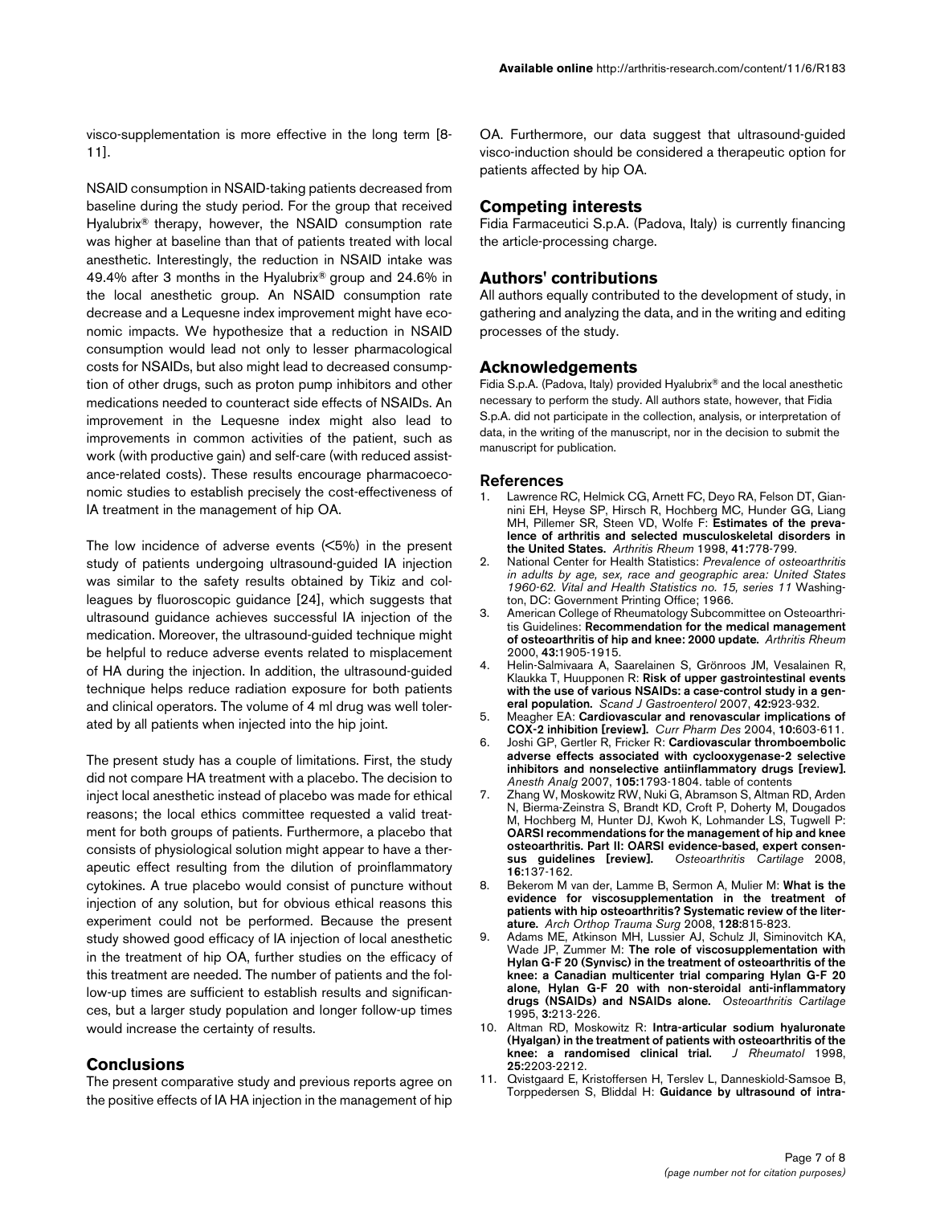visco-supplementation is more effective in the long term [8-11].

NSAID consumption in NSAID-taking patients decreased from baseline during the study period. For the group that received Hyalubrix® therapy, however, the NSAID consumption rate was higher at baseline than that of patients treated with local anesthetic. Interestingly, the reduction in NSAID intake was 49.4% after 3 months in the Hyalubrix® group and 24.6% in the local anesthetic group. An NSAID consumption rate decrease and a Lequesne index improvement might have economic impacts. We hypothesize that a reduction in NSAID consumption would lead not only to lesser pharmacological costs for NSAIDs, but also might lead to decreased consumption of other drugs, such as proton pump inhibitors and other medications needed to counteract side effects of NSAIDs. An improvement in the Lequesne index might also lead to improvements in common activities of the patient, such as work (with productive gain) and self-care (with reduced assistance-related costs). These results encourage pharmacoeconomic studies to establish precisely the cost-effectiveness of IA treatment in the management of hip OA.

The low incidence of adverse events (<5%) in the present study of patients undergoing ultrasound-guided IA injection was similar to the safety results obtained by Tikiz and colleagues by fluoroscopic guidance [24], which suggests that ultrasound guidance achieves successful IA injection of the medication. Moreover, the ultrasound-guided technique might be helpful to reduce adverse events related to misplacement of HA during the injection. In addition, the ultrasound-guided technique helps reduce radiation exposure for both patients and clinical operators. The volume of 4 ml drug was well tolerated by all patients when injected into the hip joint.

The present study has a couple of limitations. First, the study did not compare HA treatment with a placebo. The decision to inject local anesthetic instead of placebo was made for ethical reasons; the local ethics committee requested a valid treatment for both groups of patients. Furthermore, a placebo that consists of physiological solution might appear to have a therapeutic effect resulting from the dilution of proinflammatory cytokines. A true placebo would consist of puncture without injection of any solution, but for obvious ethical reasons this experiment could not be performed. Because the present study showed good efficacy of IA injection of local anesthetic in the treatment of hip OA, further studies on the efficacy of this treatment are needed. The number of patients and the follow-up times are sufficient to establish results and significances, but a larger study population and longer follow-up times would increase the certainty of results.

## Conclusions

The present comparative study and previous reports agree on the positive effects of IA HA injection in the management of hip OA. Furthermore, our data suggest that ultrasound-guided visco-induction should be considered a therapeutic option for patients affected by hip OA.

## Competing interests

Fidia Farmaceutici S.p.A. (Padova, Italy) is currently financing the article-processing charge.

## Authors' contributions

All authors equally contributed to the development of study, in gathering and analyzing the data, and in the writing and editing processes of the study.

## Acknowledgements

Fidia S.p.A. (Padova, Italy) provided Hyalubrix® and the local anesthetic necessary to perform the study. All authors state, however, that Fidia S.p.A. did not participate in the collection, analysis, or interpretation of data, in the writing of the manuscript, nor in the decision to submit the manuscript for publication.

## References

1. Lawrence RC, Helmick CG, Arnett FC, Deyo RA, Felson DT, Giannini EH, Heyse SP, Hirsch R, Hochberg MC, Hunder GG, Liang MH, Pillemer SR, Steen VD, Wolfe F: **Estimates of the prevalence of arthritis and selected musculoskeletal disorders in the United States.** *Arthritis Rheum* 1998, **41:**778-799.
2. National Center for Health Statistics: *Prevalence of osteoarthritis in adults by age, sex, race and geographic area: United States 1960-62. Vital and Health Statistics no. 15, series 11* Washington, DC: Government Printing Office; 1966.
3. American College of Rheumatology Subcommittee on Osteoarthritis Guidelines: **Recommendation for the medical management of osteoarthritis of hip and knee: 2000 update.** *Arthritis Rheum* 2000, **43:**1905-1915.
4. Helin-Salmivaara A, Saarelainen S, Grönroos JM, Vesalainen R, Klaukka T, Huupponen R: **Risk of upper gastrointestinal events with the use of various NSAIDs: a case-control study in a general population.** *Scand J Gastroenterol* 2007, **42:**923-932.
5. Meagher EA: **Cardiovascular and renovascular implications of COX-2 inhibition [review].** *Curr Pharm Des* 2004, **10:**603-611.
6. Joshi GP, Gertler R, Fricker R: **Cardiovascular thromboembolic adverse effects associated with cyclooxygenase-2 selective inhibitors and nonselective antiinflammatory drugs [review].** *Anesth Analg* 2007, **105:**1793-1804. table of contents
7. Zhang W, Moskowitz RW, Nuki G, Abramson S, Altman RD, Arden N, Bierma-Zeinstra S, Brandt KD, Croft P, Doherty M, Dougados M, Hochberg M, Hunter DJ, Kwoh K, Lohmander LS, Tugwell P: **OARSI recommendations for the management of hip and knee osteoarthritis. Part II: OARSI evidence-based, expert consensus guidelines [review].** *Osteoarthritis Cartilage* 2008, **16:**137-162.
8. Bekerom M van der, Lamme B, Sermon A, Mulier M: **What is the evidence for viscosupplementation in the treatment of patients with hip osteoarthritis? Systematic review of the literature.** *Arch Orthop Trauma Surg* 2008, **128:**815-823.
9. Adams ME, Atkinson MH, Lussier AJ, Schulz JI, Siminovitch KA, Wade JP, Zummer M: **The role of viscosupplementation with Hylan G-F 20 (Synvisc) in the treatment of osteoarthritis of the knee: a Canadian multicenter trial comparing Hylan G-F 20 alone, Hylan G-F 20 with non-steroidal anti-inflammatory drugs (NSAIDs) and NSAIDs alone.** *Osteoarthritis Cartilage* 1995, **3:**213-226.
10. Altman RD, Moskowitz R: **Intra-articular sodium hyaluronate (Hyalgan) in the treatment of patients with osteoarthritis of the knee: a randomised clinical trial.** *J Rheumatol* 1998, **25:**2203-2212.
11. Qvistgaard E, Kristoffersen H, Terslev L, Danneskiold-Samsoe B, Torppedersen S, Bliddal H: **Guidance by ultrasound of intra-**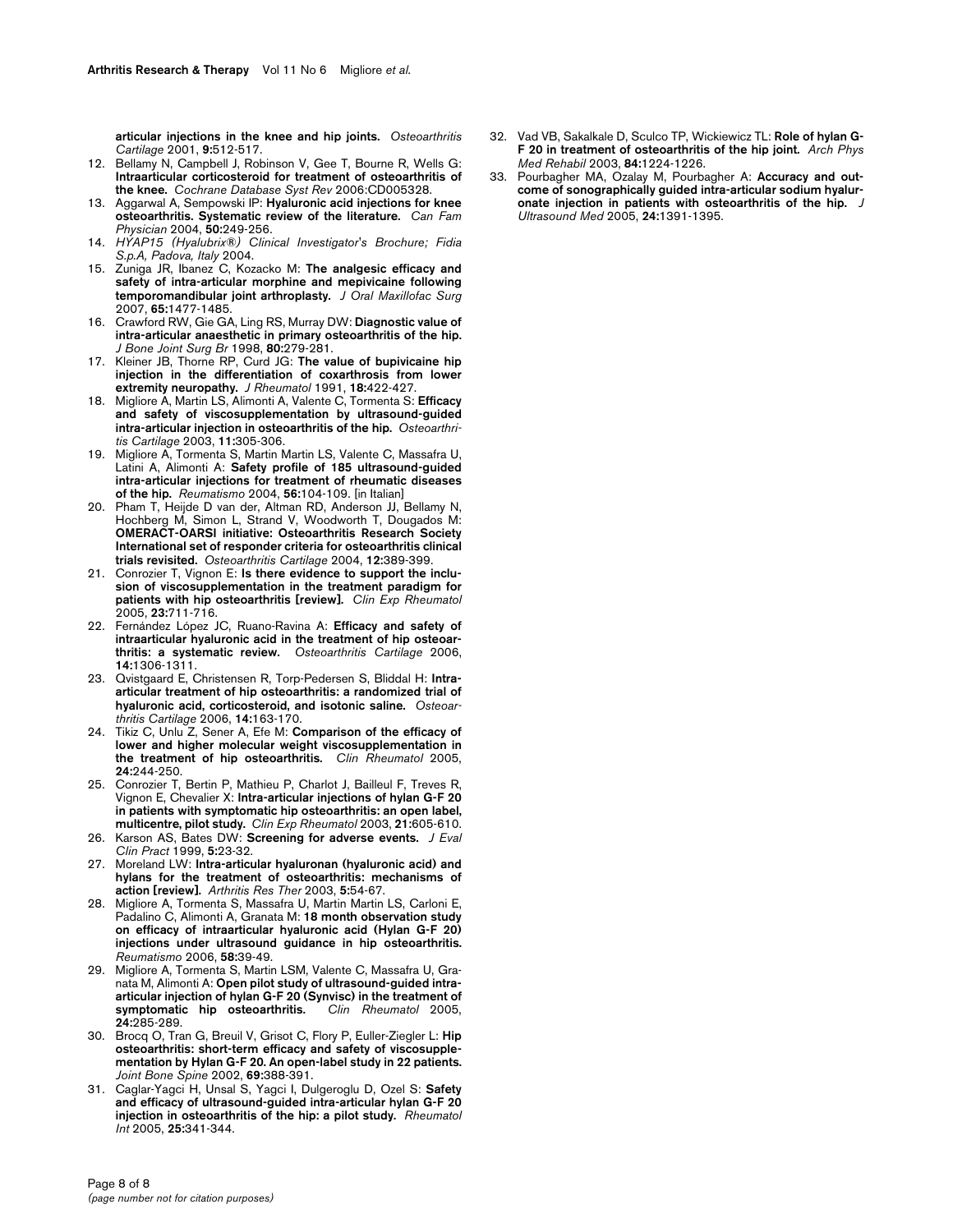articular injections in the knee and hip joints. *Osteoarthritis Cartilage* 2001, **9:**512-517.

12. Bellamy N, Campbell J, Robinson V, Gee T, Bourne R, Wells G: **Intraarticular corticosteroid for treatment of osteoarthritis of the knee.** *Cochrane Database Syst Rev* 2006:CD005328.
13. Aggarwal A, Sempowski IP: **Hyaluronic acid injections for knee osteoarthritis. Systematic review of the literature.** *Can Fam Physician* 2004, **50:**249-256.
14. *HYAP15 (Hyalubrix®) Clinical Investigator's Brochure; Fidia S.p.A, Padova, Italy* 2004.
15. Zuniga JR, Ibanez C, Kozacko M: **The analgesic efficacy and safety of intra-articular morphine and mepivicaine following temporomandibular joint arthroplasty.** *J Oral Maxillofac Surg* 2007, **65:**1477-1485.
16. Crawford RW, Gie GA, Ling RS, Murray DW: **Diagnostic value of intra-articular anaesthetic in primary osteoarthritis of the hip.** *J Bone Joint Surg Br* 1998, **80:**279-281.
17. Kleiner JB, Thorne RP, Curd JG: **The value of bupivicaine hip injection in the differentiation of coxarthrosis from lower extremity neuropathy.** *J Rheumatol* 1991, **18:**422-427.
18. Migliore A, Martin LS, Alimonti A, Valente C, Tormenta S: **Efficacy and safety of viscosupplementation by ultrasound-guided intra-articular injection in osteoarthritis of the hip.** *Osteoarthritis Cartilage* 2003, **11:**305-306.
19. Migliore A, Tormenta S, Martin Martin LS, Valente C, Massafra U, Latini A, Alimonti A: **Safety profile of 185 ultrasound-guided intra-articular injections for treatment of rheumatic diseases of the hip.** *Reumatismo* 2004, **56:**104-109. [in Italian]
20. Pham T, Heijde D van der, Altman RD, Anderson JJ, Bellamy N, Hochberg M, Simon L, Strand V, Woodworth T, Dougados M: **OMERACT-OARSI initiative: Osteoarthritis Research Society International set of responder criteria for osteoarthritis clinical trials revisited.** *Osteoarthritis Cartilage* 2004, **12:**389-399.
21. Conrozier T, Vignon E: **Is there evidence to support the inclusion of viscosupplementation in the treatment paradigm for patients with hip osteoarthritis [review].** *Clin Exp Rheumatol* 2005, **23:**711-716.
22. Fernández López JC, Ruano-Ravina A: **Efficacy and safety of intraarticular hyaluronic acid in the treatment of hip osteoarthritis: a systematic review.** *Osteoarthritis Cartilage* 2006, **14:**1306-1311.
23. Qvistgaard E, Christensen R, Torp-Pedersen S, Bliddal H: **Intraarticular treatment of hip osteoarthritis: a randomized trial of hyaluronic acid, corticosteroid, and isotonic saline.** *Osteoarthritis Cartilage* 2006, **14:**163-170.
24. Tikiz C, Unlu Z, Sener A, Efe M: **Comparison of the efficacy of lower and higher molecular weight viscosupplementation in the treatment of hip osteoarthritis.** *Clin Rheumatol* 2005, **24:**244-250.
25. Conrozier T, Bertin P, Mathieu P, Charlot J, Bailleul F, Treves R, Vignon E, Chevalier X: **Intra-articular injections of hylan G-F 20 in patients with symptomatic hip osteoarthritis: an open label, multicentre, pilot study.** *Clin Exp Rheumatol* 2003, **21:**605-610.
26. Karson AS, Bates DW: **Screening for adverse events.** *J Eval Clin Pract* 1999, **5:**23-32.
27. Moreland LW: **Intra-articular hyaluronan (hyaluronic acid) and hylans for the treatment of osteoarthritis: mechanisms of action [review].** *Arthritis Res Ther* 2003, **5:**54-67.
28. Migliore A, Tormenta S, Massafra U, Martin Martin LS, Carloni E, Padalino C, Alimonti A, Granata M: **18 month observation study on efficacy of intraarticular hyaluronic acid (Hylan G-F 20) injections under ultrasound guidance in hip osteoarthritis.** *Reumatismo* 2006, **58:**39-49.
29. Migliore A, Tormenta S, Martin LSM, Valente C, Massafra U, Granata M, Alimonti A: **Open pilot study of ultrasound-guided intra-articular injection of hylan G-F 20 (Synvisc) in the treatment of symptomatic hip osteoarthritis.** *Clin Rheumatol* 2005, **24:**285-289.
30. Brocq O, Tran G, Breuil V, Grisot C, Flory P, Euller-Ziegler L: **Hip osteoarthritis: short-term efficacy and safety of viscosupplementation by Hylan G-F 20. An open-label study in 22 patients.** *Joint Bone Spine* 2002, **69:**388-391.
31. Caglar-Yagci H, Unsal S, Yagci I, Dulgeroglu D, Ozel S: **Safety and efficacy of ultrasound-guided intra-articular hylan G-F 20 injection in osteoarthritis of the hip: a pilot study.** *Rheumatol Int* 2005, **25:**341-344.
32. Vad VB, Sakalkale D, Sculco TP, Wickiewicz TL: **Role of hylan G-F 20 in treatment of osteoarthritis of the hip joint.** *Arch Phys Med Rehabil* 2003, **84:**1224-1226.
33. Pourbagher MA, Ozalay M, Pourbagher A: **Accuracy and outcome of sonographically guided intra-articular sodium hyaluronate injection in patients with osteoarthritis of the hip.** *J Ultrasound Med* 2005, **24:**1391-1395.